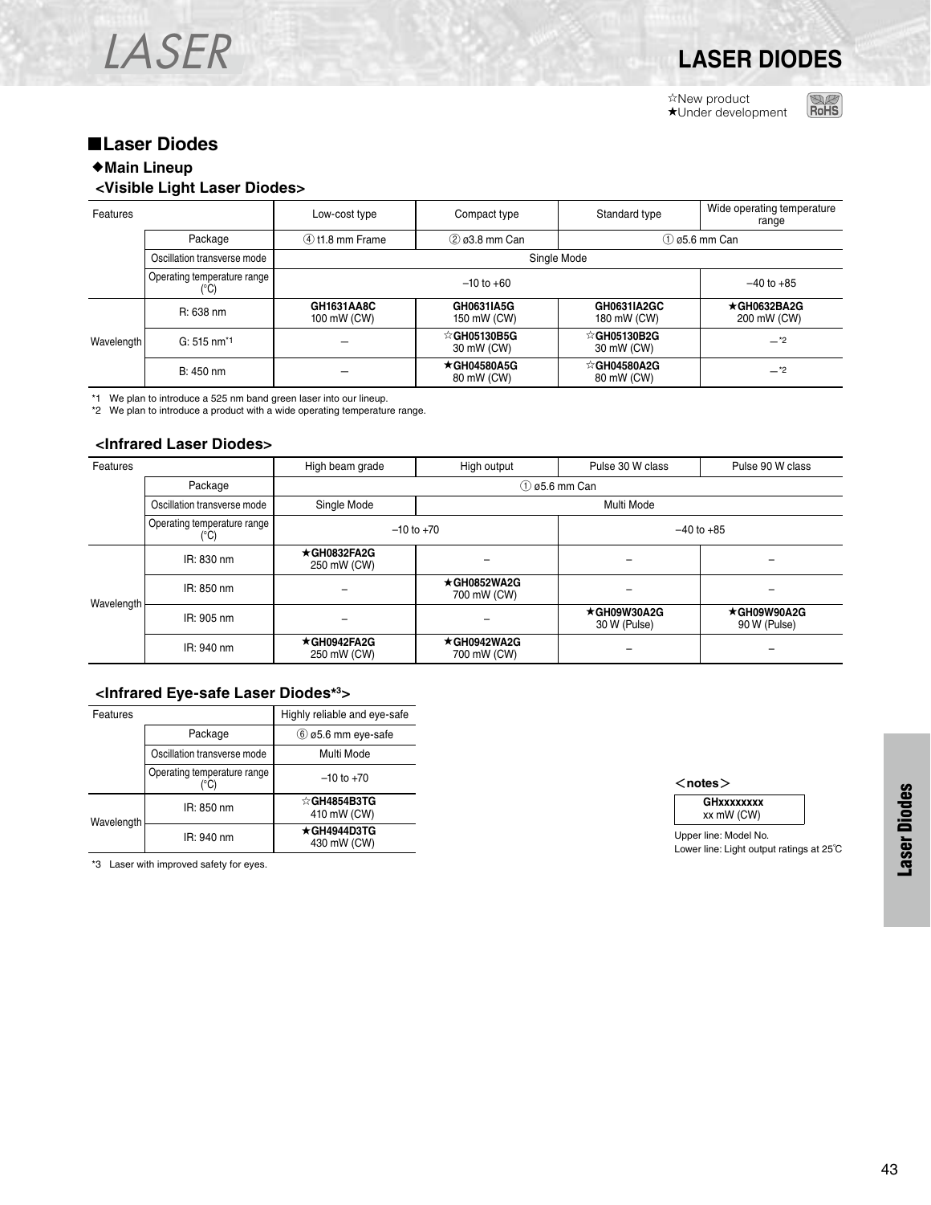# LASER

## LASER DIODES

☆New product
★Under development

RoHS

## ■Laser Diodes

### ◆Main Lineup

#### <Visible Light Laser Diodes>

| Features | | Low-cost type | Compact type | Standard type | Wide operating temperature range |
|---|---|---|---|---|---|
| | Package | ④ t1.8 mm Frame | ② ø3.8 mm Can | ① ø5.6 mm Can | |
| | Oscillation transverse mode | Single Mode | | | |
| | Operating temperature range (°C) | –10 to +60 | | | –40 to +85 |
| Wavelength | R: 638 nm | **GH1631AA8C** 100 mW (CW) | **GH0631IA5G** 150 mW (CW) | **GH0631IA2GC** 180 mW (CW) | ★**GH0632BA2G** 200 mW (CW) |
| | G: 515 nm[*1] | – | ☆**GH05130B5G** 30 mW (CW) | ☆**GH05130B2G** 30 mW (CW) | –[*2] |
| | B: 450 nm | – | ★**GH04580A5G** 80 mW (CW) | ☆**GH04580A2G** 80 mW (CW) | –[*2] |

*1 We plan to introduce a 525 nm band green laser into our lineup.
*2 We plan to introduce a product with a wide operating temperature range.

#### <Infrared Laser Diodes>

| Features | | High beam grade | High output | Pulse 30 W class | Pulse 90 W class |
|---|---|---|---|---|---|
| | Package | ① ø5.6 mm Can | | | |
| | Oscillation transverse mode | Single Mode | Multi Mode | | |
| | Operating temperature range (°C) | –10 to +70 | | –40 to +85 | |
| Wavelength | IR: 830 nm | ★**GH0832FA2G** 250 mW (CW) | – | – | – |
| | IR: 850 nm | – | ★**GH0852WA2G** 700 mW (CW) | – | – |
| | IR: 905 nm | – | – | ★**GH09W30A2G** 30 W (Pulse) | ★**GH09W90A2G** 90 W (Pulse) |
| | IR: 940 nm | ★**GH0942FA2G** 250 mW (CW) | ★**GH0942WA2G** 700 mW (CW) | – | – |

#### <Infrared Eye-safe Laser Diodes[*3]>

| Features | | Highly reliable and eye-safe |
|---|---|---|
| | Package | ⑥ ø5.6 mm eye-safe |
| | Oscillation transverse mode | Multi Mode |
| | Operating temperature range (°C) | –10 to +70 |
| Wavelength | IR: 850 nm | ☆**GH4854B3TG** 410 mW (CW) |
| | IR: 940 nm | ★**GH4944D3TG** 430 mW (CW) |

*3 Laser with improved safety for eyes.

<notes>

| **GHxxxxxxxx** |
|---|
| xx mW (CW) |

Upper line: Model No.
Lower line: Light output ratings at 25℃

Laser Diodes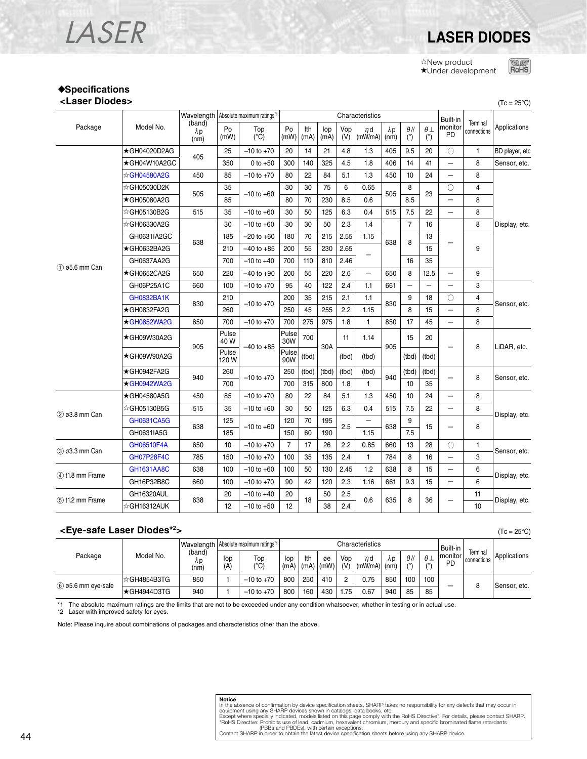# LASER

## LASER DIODES

☆New product
★Under development

### ◆Specifications

#### <Laser Diodes>

(Tc = 25°C)

| Package | Model No. | Wavelength (band) λp (nm) | Absolute maximum ratings*1 Po (mW) | Absolute maximum ratings*1 Top (°C) | Characteristics Po (mW) | Ith (mA) | Iop (mA) | Vop (V) | ηd (mW/mA) | λp (nm) | θ// (°) | θ⊥ (°) | Built-in monitor PD | Terminal connections | Applications |
|---|---|---|---|---|---|---|---|---|---|---|---|---|---|---|---|
| ① ø5.6 mm Can | ★GH04020D2AG | 405 | 25 | −10 to +70 | 20 | 14 | 21 | 4.8 | 1.3 | 405 | 9.5 | 20 | ○ | 1 | BD player, etc |
| | ★GH04W10A2GC | 405 | 350 | 0 to +50 | 300 | 140 | 325 | 4.5 | 1.8 | 406 | 14 | 41 | – | 8 | Sensor, etc. |
| | ☆GH04580A2G | 450 | 85 | −10 to +70 | 80 | 22 | 84 | 5.1 | 1.3 | 450 | 10 | 24 | – | 8 | Display, etc. |
| | ☆GH05030D2K | 505 | 35 | −10 to +60 | 30 | 30 | 75 | 6 | 0.65 | 505 | 8 | 23 | ○ | 4 | Display, etc. |
| | ★GH05080A2G | 505 | 85 | −10 to +60 | 80 | 70 | 230 | 8.5 | 0.6 | 505 | 8.5 | 23 | – | 8 | Display, etc. |
| | ☆GH05130B2G | 515 | 35 | −10 to +60 | 30 | 50 | 125 | 6.3 | 0.4 | 515 | 7.5 | 22 | – | 8 | Display, etc. |
| | ☆GH06330A2G | 638 | 30 | −10 to +60 | 30 | 30 | 50 | 2.3 | 1.4 | 638 | 7 | 16 | – | 8 | Display, etc. |
| | GH0631IA2GC | 638 | 185 | −20 to +60 | 180 | 70 | 215 | 2.55 | 1.15 | 638 | 8 | 13 | – | 9 | Display, etc. |
| | ★GH0632BA2G | 638 | 210 | −40 to +85 | 200 | 55 | 230 | 2.65 | – | 638 | 8 | 15 | – | 9 | Display, etc. |
| | GH0637AA2G | 638 | 700 | −10 to +40 | 700 | 110 | 810 | 2.46 | – | 638 | 16 | 35 | – | 9 | Display, etc. |
| | ★GH0652CA2G | 650 | 220 | −40 to +90 | 200 | 55 | 220 | 2.6 | – | 650 | 8 | 12.5 | – | 9 | Display, etc. |
| | GH06P25A1C | 660 | 100 | −10 to +70 | 95 | 40 | 122 | 2.4 | 1.1 | 661 | – | – | – | 3 | Sensor, etc. |
| | GH0832BA1K | 830 | 210 | −10 to +70 | 200 | 35 | 215 | 2.1 | 1.1 | 830 | 9 | 18 | ○ | 4 | Sensor, etc. |
| | ★GH0832FA2G | 830 | 260 | −10 to +70 | 250 | 45 | 255 | 2.2 | 1.15 | 830 | 8 | 15 | – | 8 | Sensor, etc. |
| | ★GH0852WA2G | 850 | 700 | −10 to +70 | 700 | 275 | 975 | 1.8 | 1 | 850 | 17 | 45 | – | 8 | Sensor, etc. |
| | ★GH09W30A2G | 905 | Pulse 40 W | −40 to +85 | Pulse 30W | 700 | 30A | 11 | 1.14 | 905 | 15 | 20 | – | 8 | LiDAR, etc. |
| | ★GH09W90A2G | 905 | Pulse 120 W | −40 to +85 | Pulse 90W | (tbd) | 30A | (tbd) | (tbd) | 905 | (tbd) | (tbd) | – | 8 | LiDAR, etc. |
| | ★GH0942FA2G | 940 | 260 | −10 to +70 | 250 | (tbd) | (tbd) | (tbd) | (tbd) | 940 | (tbd) | (tbd) | – | 8 | Sensor, etc. |
| | ★GH0942WA2G | 940 | 700 | −10 to +70 | 700 | 315 | 800 | 1.8 | 1 | 940 | 10 | 35 | – | 8 | Sensor, etc. |
| ② ø3.8 mm Can | ★GH04580A5G | 450 | 85 | −10 to +70 | 80 | 22 | 84 | 5.1 | 1.3 | 450 | 10 | 24 | – | 8 | Display, etc. |
| | ☆GH05130B5G | 515 | 35 | −10 to +60 | 30 | 50 | 125 | 6.3 | 0.4 | 515 | 7.5 | 22 | – | 8 | Display, etc. |
| | GH0631CA5G | 638 | 125 | −10 to +60 | 120 | 70 | 195 | 2.5 | – | 638 | 9 | 15 | – | 8 | Display, etc. |
| | GH0631IA5G | 638 | 185 | −10 to +60 | 150 | 60 | 190 | 2.5 | 1.15 | 638 | 7.5 | 15 | – | 8 | Display, etc. |
| ③ ø3.3 mm Can | GH06510F4A | 650 | 10 | −10 to +70 | 7 | 17 | 26 | 2.2 | 0.85 | 660 | 13 | 28 | ○ | 1 | Sensor, etc. |
| | GH07P28F4C | 785 | 150 | −10 to +70 | 100 | 35 | 135 | 2.4 | 1 | 784 | 8 | 16 | – | 3 | Sensor, etc. |
| ④ t1.8 mm Frame | GH1631AA8C | 638 | 100 | −10 to +60 | 100 | 50 | 130 | 2.45 | 1.2 | 638 | 8 | 15 | – | 6 | Display, etc. |
| | GH16P32B8C | 660 | 100 | −10 to +70 | 90 | 42 | 120 | 2.3 | 1.16 | 661 | 9.3 | 15 | – | 6 | Display, etc. |
| ⑤ t1.2 mm Frame | GH16320AUL | 638 | 20 | −10 to +40 | 20 | 18 | 50 | 2.5 | 0.6 | 635 | 8 | 36 | – | 11 | Display, etc. |
| | ☆GH16312AUK | 638 | 12 | −10 to +50 | 12 | 18 | 38 | 2.4 | 0.6 | 635 | 8 | 36 | – | 10 | Display, etc. |

#### <Eye-safe Laser Diodes*2>

(Tc = 25°C)

| Package | Model No. | Wavelength (band) λp (nm) | Absolute maximum ratings*1 Iop (A) | Absolute maximum ratings*1 Top (°C) | Characteristics Iop (mA) | Ith (mA) | øe (mW) | Vop (V) | ηd (mW/mA) | λp (nm) | θ// (°) | θ⊥ (°) | Built-in monitor PD | Terminal connections | Applications |
|---|---|---|---|---|---|---|---|---|---|---|---|---|---|---|---|
| ⑥ ø5.6 mm eye-safe | ☆GH4854B3TG | 850 | 1 | −10 to +70 | 800 | 250 | 410 | 2 | 0.75 | 850 | 100 | 100 | – | 8 | Sensor, etc. |
| | ★GH4944D3TG | 940 | 1 | −10 to +70 | 800 | 160 | 430 | 1.75 | 0.67 | 940 | 85 | 85 | – | 8 | Sensor, etc. |

*1 The absolute maximum ratings are the limits that are not to be exceeded under any condition whatsoever, whether in testing or in actual use.
*2 Laser with improved safety for eyes.

Note: Please inquire about combinations of packages and characteristics other than the above.

**Notice**
In the absence of confirmation by device specification sheets, SHARP takes no responsibility for any defects that may occur in equipment using any SHARP devices shown in catalogs, data books, etc.
Except where specially indicated, models listed on this page comply with the RoHS Directive*. For details, please contact SHARP.
*RoHS Directive: Prohibits use of lead, cadmium, hexavalent chromium, mercury and specific brominated flame retardants (PBBs and PBDEs), with certain exceptions.
Contact SHARP in order to obtain the latest device specification sheets before using any SHARP device.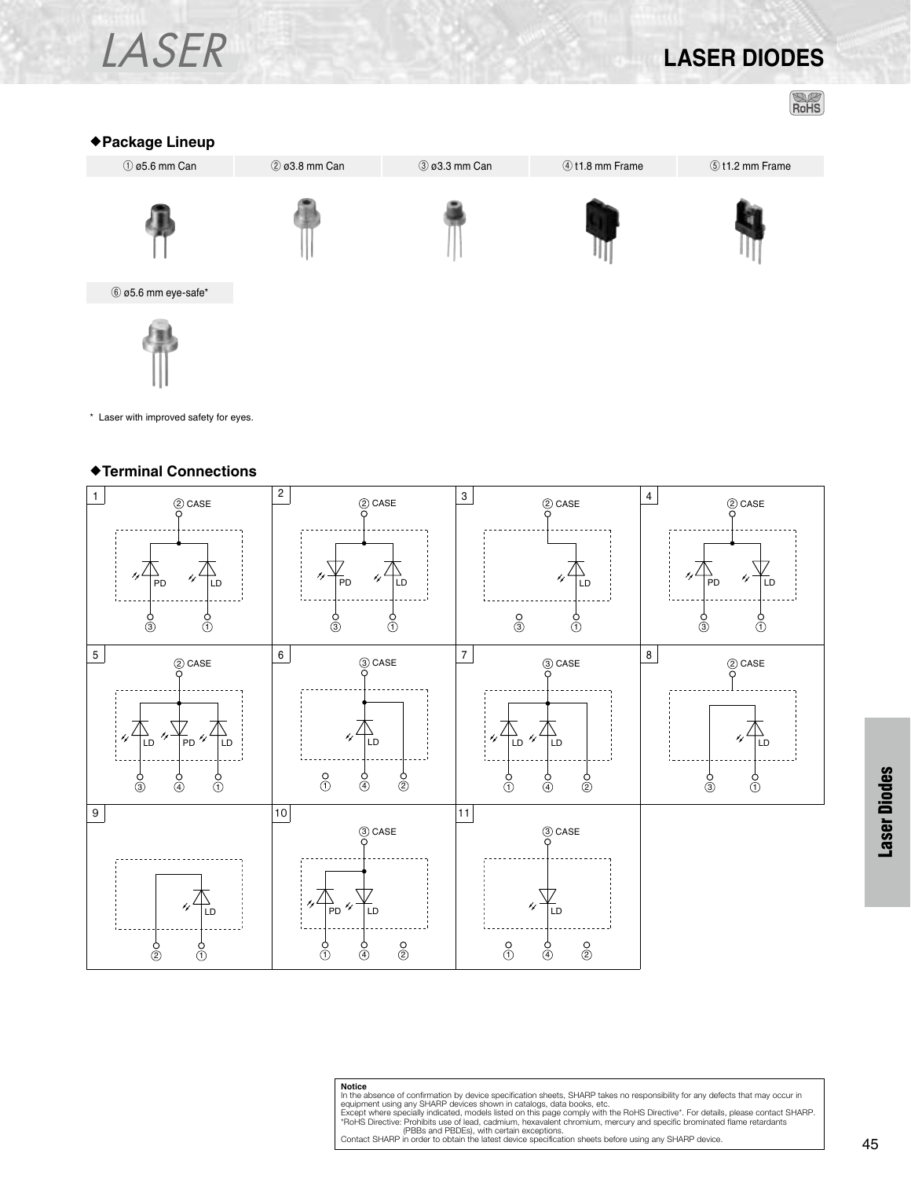# LASER

## LASER DIODES

RoHS

### ◆Package Lineup

| ① ø5.6 mm Can | ② ø3.8 mm Can | ③ ø3.3 mm Can | ④ t1.8 mm Frame | ⑤ t1.2 mm Frame |
|---|---|---|---|---|

⑥ ø5.6 mm eye-safe*

\* Laser with improved safety for eyes.

### ◆Terminal Connections

1
② CASE
PD LD
③ ①

2
② CASE
PD LD
③ ①

3
② CASE
LD
③ ①

4
② CASE
PD LD
③ ①

5
② CASE
LD PD LD
③ ④ ①

6
③ CASE
LD
① ④ ②

7
③ CASE
LD LD
① ④ ②

8
② CASE
LD
③ ①

9
LD
② ①

10
③ CASE
PD LD
① ④ ②

11
③ CASE
LD
① ④ ②

Laser Diodes

**Notice**
In the absence of confirmation by device specification sheets, SHARP takes no responsibility for any defects that may occur in equipment using any SHARP devices shown in catalogs, data books, etc.
Except where specially indicated, models listed on this page comply with the RoHS Directive*. For details, please contact SHARP.
*RoHS Directive: Prohibits use of lead, cadmium, mercury, hexavalent chromium, mercury and specific brominated flame retardants (PBBs and PBDEs), with certain exceptions.
Contact SHARP in order to obtain the latest device specification sheets before using any SHARP device.